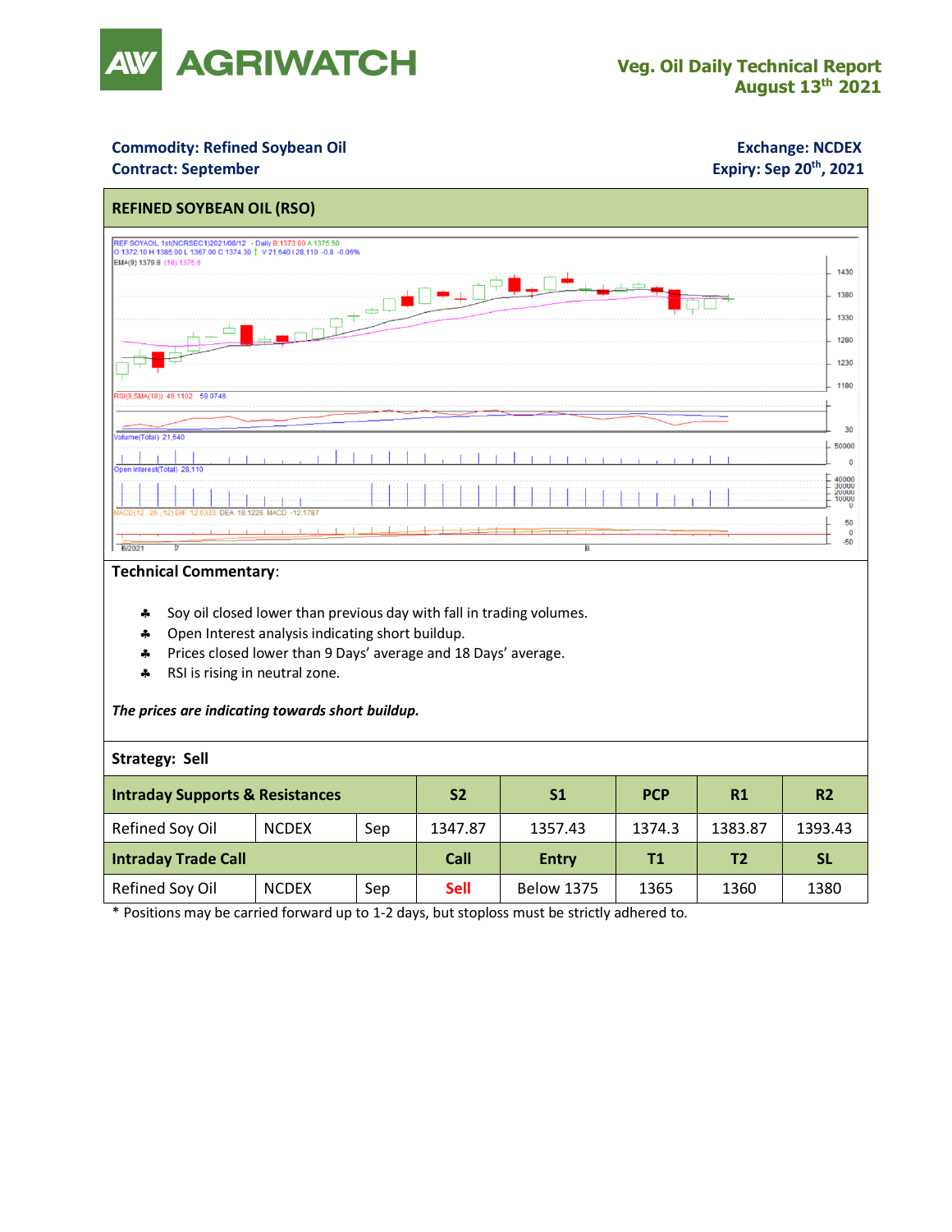# Veg. Oil Daily Technical Report
## August 13th 2021

**Commodity: Refined Soybean Oil**
**Contract: September**

**Exchange: NCDEX**
**Expiry: Sep 20th, 2021**

## REFINED SOYBEAN OIL (RSO)

**Technical Commentary**:

- Soy oil closed lower than previous day with fall in trading volumes.
- Open Interest analysis indicating short buildup.
- Prices closed lower than 9 Days' average and 18 Days' average.
- RSI is rising in neutral zone.

***The prices are indicating towards short buildup.***

**Strategy: Sell**

| **Intraday Supports & Resistances** | | | **S2** | **S1** | **PCP** | **R1** | **R2** |
|---|---|---|---|---|---|---|---|
| Refined Soy Oil | NCDEX | Sep | 1347.87 | 1357.43 | 1374.3 | 1383.87 | 1393.43 |
| **Intraday Trade Call** | | | **Call** | **Entry** | **T1** | **T2** | **SL** |
| Refined Soy Oil | NCDEX | Sep | Sell | Below 1375 | 1365 | 1360 | 1380 |

\* Positions may be carried forward up to 1-2 days, but stoploss must be strictly adhered to.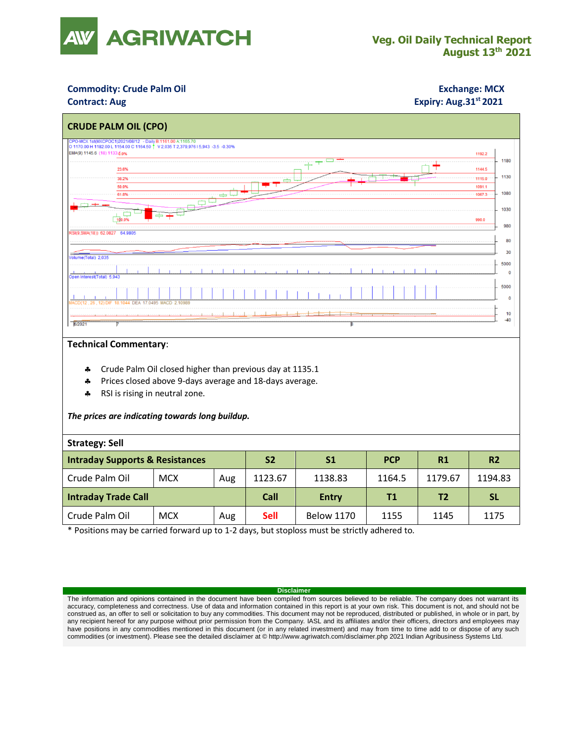**AGRIWATCH**

**Veg. Oil Daily Technical Report**
**August 13th 2021**

**Commodity: Crude Palm Oil**
**Contract: Aug**

**Exchange: MCX**
**Expiry: Aug.31st 2021**

## CRUDE PALM OIL (CPO)

CPO-MCX 1st(MXCPOC1)2021/08/12 - Daily B:1161.00 A:1165.70
O 1170.00 H 1182.00 L 1154.00 C 1164.50 V 2,035 T 2,379,976 I 5,943 -3.5 -0.30%
EMA(9) 1145.6 (18) 1133
0.0% 23.6% 38.2% 50.0% 61.8% 100.0%
1192.2 1144.5 1115.0 1091.1 1067.3 990.0
1180 1130 1080 1030 980
RSI(9,SMA(18)) 62.0827 64.9805
80 30
Volume(Total) 2,035
5000 0
Open Interest(Total) 5,943
5000 0
MACD(12, 26, 12) DIF 18.1044 DEA 17.0495 MACD 2.10989
10 -40
6/2021 7 8

**Technical Commentary**:

- Crude Palm Oil closed higher than previous day at 1135.1
- Prices closed above 9-days average and 18-days average.
- RSI is rising in neutral zone.

***The prices are indicating towards long buildup.***

**Strategy: Sell**

| **Intraday Supports & Resistances** | | | **S2** | **S1** | **PCP** | **R1** | **R2** |
|---|---|---|---|---|---|---|---|
| Crude Palm Oil | MCX | Aug | 1123.67 | 1138.83 | 1164.5 | 1179.67 | 1194.83 |
| **Intraday Trade Call** | | | **Call** | **Entry** | **T1** | **T2** | **SL** |
| Crude Palm Oil | MCX | Aug | Sell | Below 1170 | 1155 | 1145 | 1175 |

* Positions may be carried forward up to 1-2 days, but stoploss must be strictly adhered to.

**Disclaimer**

The information and opinions contained in the document have been compiled from sources believed to be reliable. The company does not warrant its accuracy, completeness and correctness. Use of data and information contained in this report is at your own risk. This document is not, and should not be construed as, an offer to sell or solicitation to buy any commodities. This document may not be reproduced, distributed or published, in whole or in part, by any recipient hereof for any purpose without prior permission from the Company. IASL and its affiliates and/or their officers, directors and employees may have positions in any commodities mentioned in this document (or in any related investment) and may from time to time add to or dispose of any such commodities (or investment). Please see the detailed disclaimer at © http://www.agriwatch.com/disclaimer.php 2021 Indian Agribusiness Systems Ltd.